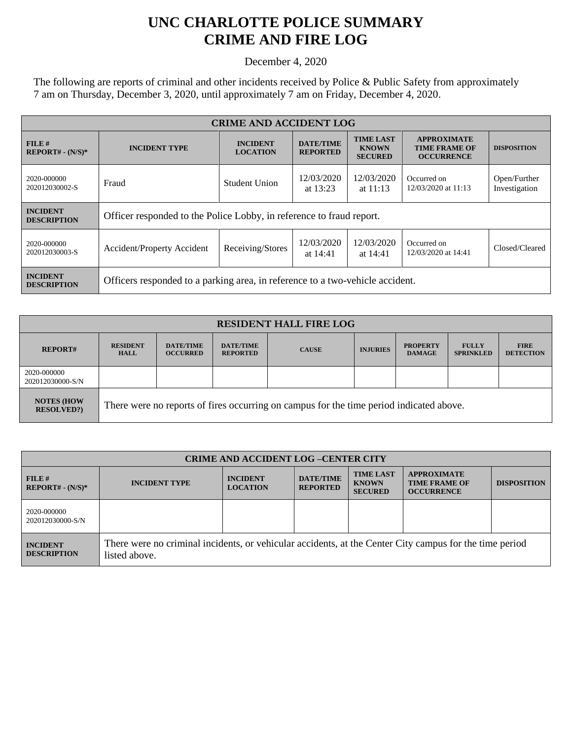# UNC CHARLOTTE POLICE SUMMARY
# CRIME AND FIRE LOG

December 4, 2020

The following are reports of criminal and other incidents received by Police & Public Safety from approximately 7 am on Thursday, December 3, 2020, until approximately 7 am on Friday, December 4, 2020.

| CRIME AND ACCIDENT LOG | | | | | | |
|---|---|---|---|---|---|---|
| **FILE # REPORT# - (N/S)*** | **INCIDENT TYPE** | **INCIDENT LOCATION** | **DATE/TIME REPORTED** | **TIME LAST KNOWN SECURED** | **APPROXIMATE TIME FRAME OF OCCURRENCE** | **DISPOSITION** |
| 2020-000000 202012030002-S | Fraud | Student Union | 12/03/2020 at 13:23 | 12/03/2020 at 11:13 | Occurred on 12/03/2020 at 11:13 | Open/Further Investigation |
| **INCIDENT DESCRIPTION** | Officer responded to the Police Lobby, in reference to fraud report. | | | | | |
| 2020-000000 202012030003-S | Accident/Property Accident | Receiving/Stores | 12/03/2020 at 14:41 | 12/03/2020 at 14:41 | Occurred on 12/03/2020 at 14:41 | Closed/Cleared |
| **INCIDENT DESCRIPTION** | Officers responded to a parking area, in reference to a two-vehicle accident. | | | | | |

| RESIDENT HALL FIRE LOG | | | | | | | | |
|---|---|---|---|---|---|---|---|---|
| **REPORT#** | **RESIDENT HALL** | **DATE/TIME OCCURRED** | **DATE/TIME REPORTED** | **CAUSE** | **INJURIES** | **PROPERTY DAMAGE** | **FULLY SPRINKLED** | **FIRE DETECTION** |
| 2020-000000 202012030000-S/N | | | | | | | | |
| **NOTES (HOW RESOLVED?)** | There were no reports of fires occurring on campus for the time period indicated above. | | | | | | | |

| CRIME AND ACCIDENT LOG –CENTER CITY | | | | | | |
|---|---|---|---|---|---|---|
| **FILE # REPORT# - (N/S)*** | **INCIDENT TYPE** | **INCIDENT LOCATION** | **DATE/TIME REPORTED** | **TIME LAST KNOWN SECURED** | **APPROXIMATE TIME FRAME OF OCCURRENCE** | **DISPOSITION** |
| 2020-000000 202012030000-S/N | | | | | | |
| **INCIDENT DESCRIPTION** | There were no criminal incidents, or vehicular accidents, at the Center City campus for the time period listed above. | | | | | |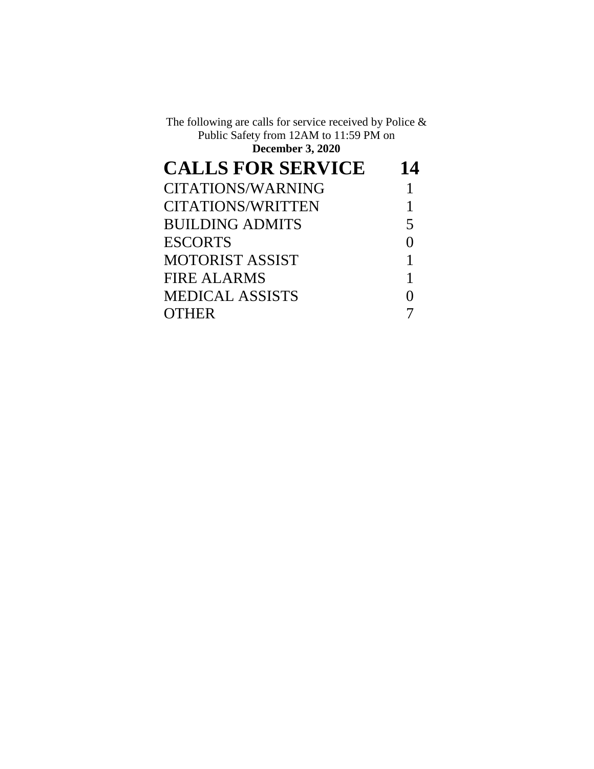The following are calls for service received by Police & Public Safety from 12AM to 11:59 PM on
**December 3, 2020**

| **CALLS FOR SERVICE** | **14** |
|---|---|
| CITATIONS/WARNING | 1 |
| CITATIONS/WRITTEN | 1 |
| BUILDING ADMITS | 5 |
| ESCORTS | 0 |
| MOTORIST ASSIST | 1 |
| FIRE ALARMS | 1 |
| MEDICAL ASSISTS | 0 |
| OTHER | 7 |